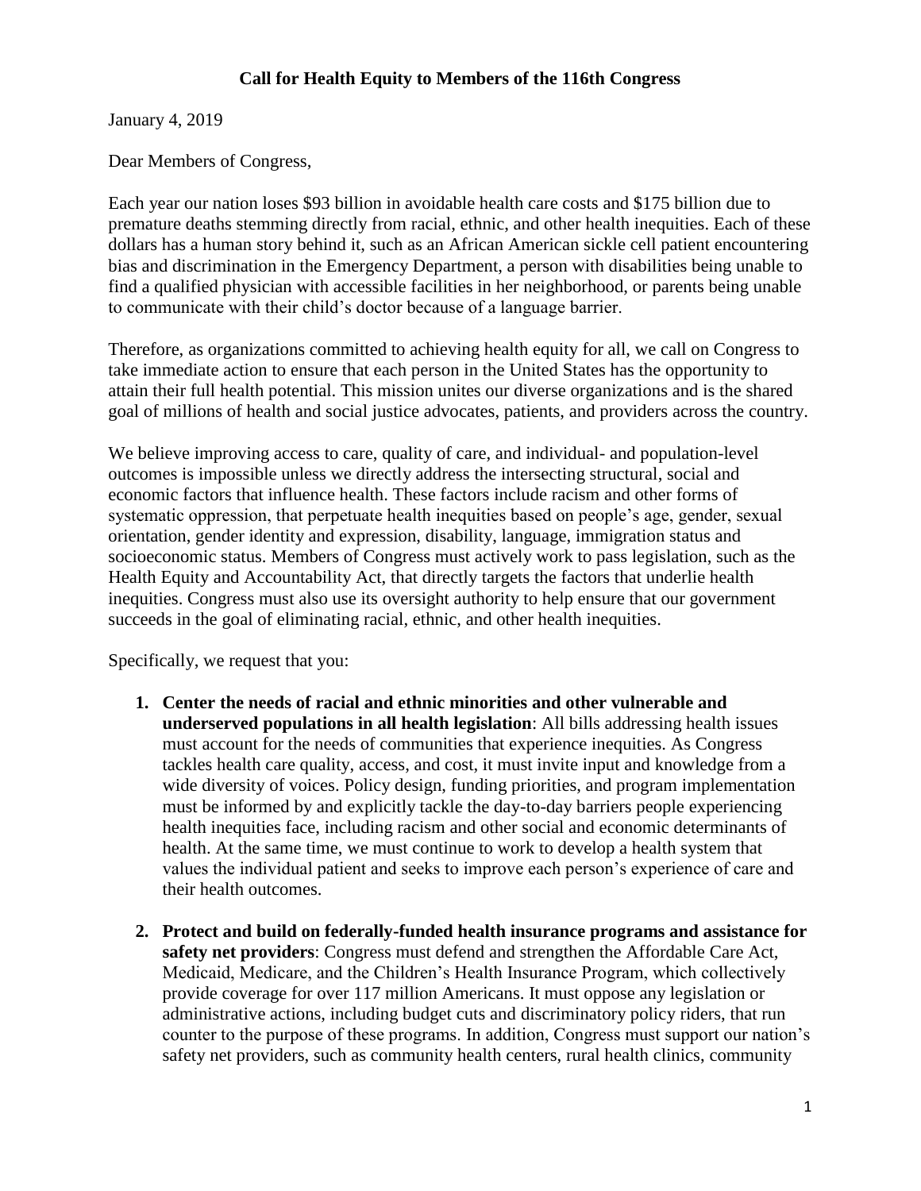# Call for Health Equity to Members of the 116th Congress

January 4, 2019

Dear Members of Congress,

Each year our nation loses $93 billion in avoidable health care costs and $175 billion due to premature deaths stemming directly from racial, ethnic, and other health inequities. Each of these dollars has a human story behind it, such as an African American sickle cell patient encountering bias and discrimination in the Emergency Department, a person with disabilities being unable to find a qualified physician with accessible facilities in her neighborhood, or parents being unable to communicate with their child's doctor because of a language barrier.

Therefore, as organizations committed to achieving health equity for all, we call on Congress to take immediate action to ensure that each person in the United States has the opportunity to attain their full health potential. This mission unites our diverse organizations and is the shared goal of millions of health and social justice advocates, patients, and providers across the country.

We believe improving access to care, quality of care, and individual- and population-level outcomes is impossible unless we directly address the intersecting structural, social and economic factors that influence health. These factors include racism and other forms of systematic oppression, that perpetuate health inequities based on people's age, gender, sexual orientation, gender identity and expression, disability, language, immigration status and socioeconomic status. Members of Congress must actively work to pass legislation, such as the Health Equity and Accountability Act, that directly targets the factors that underlie health inequities. Congress must also use its oversight authority to help ensure that our government succeeds in the goal of eliminating racial, ethnic, and other health inequities.

Specifically, we request that you:

1. **Center the needs of racial and ethnic minorities and other vulnerable and underserved populations in all health legislation**: All bills addressing health issues must account for the needs of communities that experience inequities. As Congress tackles health care quality, access, and cost, it must invite input and knowledge from a wide diversity of voices. Policy design, funding priorities, and program implementation must be informed by and explicitly tackle the day-to-day barriers people experiencing health inequities face, including racism and other social and economic determinants of health. At the same time, we must continue to work to develop a health system that values the individual patient and seeks to improve each person's experience of care and their health outcomes.

2. **Protect and build on federally-funded health insurance programs and assistance for safety net providers**: Congress must defend and strengthen the Affordable Care Act, Medicaid, Medicare, and the Children's Health Insurance Program, which collectively provide coverage for over 117 million Americans. It must oppose any legislation or administrative actions, including budget cuts and discriminatory policy riders, that run counter to the purpose of these programs. In addition, Congress must support our nation's safety net providers, such as community health centers, rural health clinics, community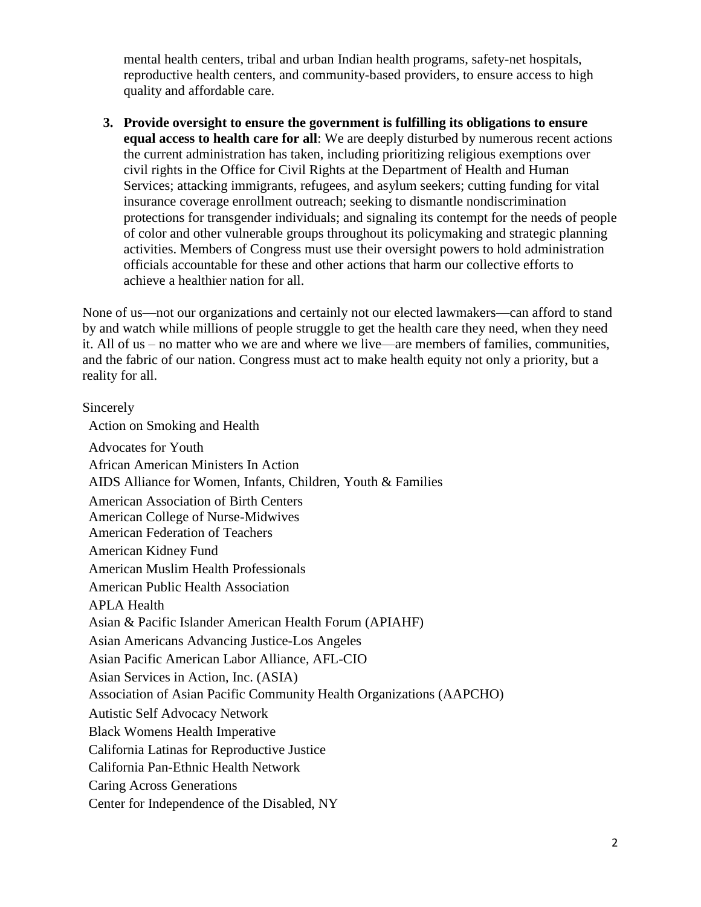mental health centers, tribal and urban Indian health programs, safety-net hospitals, reproductive health centers, and community-based providers, to ensure access to high quality and affordable care.

3. **Provide oversight to ensure the government is fulfilling its obligations to ensure equal access to health care for all**: We are deeply disturbed by numerous recent actions the current administration has taken, including prioritizing religious exemptions over civil rights in the Office for Civil Rights at the Department of Health and Human Services; attacking immigrants, refugees, and asylum seekers; cutting funding for vital insurance coverage enrollment outreach; seeking to dismantle nondiscrimination protections for transgender individuals; and signaling its contempt for the needs of people of color and other vulnerable groups throughout its policymaking and strategic planning activities. Members of Congress must use their oversight powers to hold administration officials accountable for these and other actions that harm our collective efforts to achieve a healthier nation for all.

None of us—not our organizations and certainly not our elected lawmakers—can afford to stand by and watch while millions of people struggle to get the health care they need, when they need it. All of us – no matter who we are and where we live—are members of families, communities, and the fabric of our nation. Congress must act to make health equity not only a priority, but a reality for all.

Sincerely

Action on Smoking and Health
Advocates for Youth
African American Ministers In Action
AIDS Alliance for Women, Infants, Children, Youth & Families
American Association of Birth Centers
American College of Nurse-Midwives
American Federation of Teachers
American Kidney Fund
American Muslim Health Professionals
American Public Health Association
APLA Health
Asian & Pacific Islander American Health Forum (APIAHF)
Asian Americans Advancing Justice-Los Angeles
Asian Pacific American Labor Alliance, AFL-CIO
Asian Services in Action, Inc. (ASIA)
Association of Asian Pacific Community Health Organizations (AAPCHO)
Autistic Self Advocacy Network
Black Womens Health Imperative
California Latinas for Reproductive Justice
California Pan-Ethnic Health Network
Caring Across Generations
Center for Independence of the Disabled, NY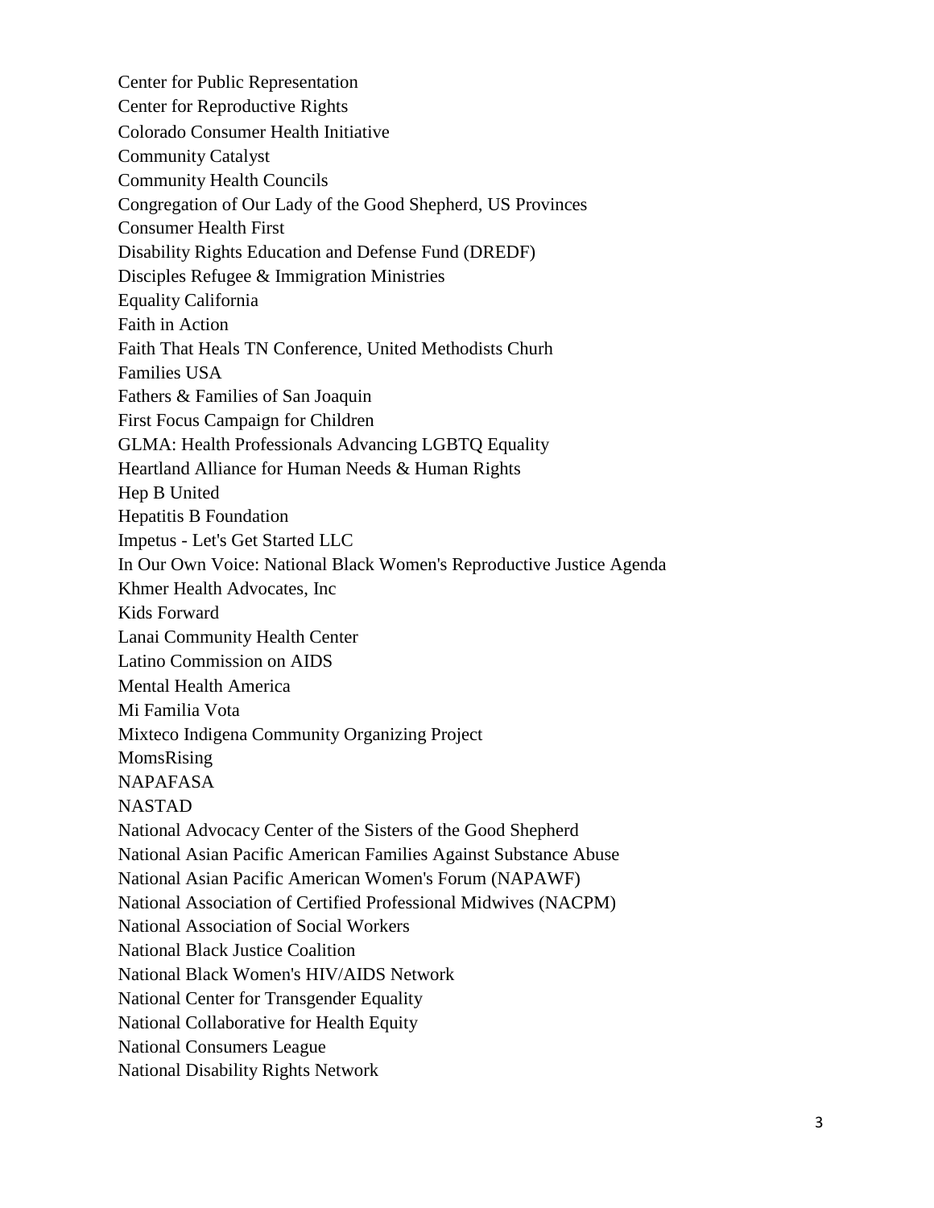Center for Public Representation
Center for Reproductive Rights
Colorado Consumer Health Initiative
Community Catalyst
Community Health Councils
Congregation of Our Lady of the Good Shepherd, US Provinces
Consumer Health First
Disability Rights Education and Defense Fund (DREDF)
Disciples Refugee & Immigration Ministries
Equality California
Faith in Action
Faith That Heals TN Conference, United Methodists Churh
Families USA
Fathers & Families of San Joaquin
First Focus Campaign for Children
GLMA: Health Professionals Advancing LGBTQ Equality
Heartland Alliance for Human Needs & Human Rights
Hep B United
Hepatitis B Foundation
Impetus - Let's Get Started LLC
In Our Own Voice: National Black Women's Reproductive Justice Agenda
Khmer Health Advocates, Inc
Kids Forward
Lanai Community Health Center
Latino Commission on AIDS
Mental Health America
Mi Familia Vota
Mixteco Indigena Community Organizing Project
MomsRising
NAPAFASA
NASTAD
National Advocacy Center of the Sisters of the Good Shepherd
National Asian Pacific American Families Against Substance Abuse
National Asian Pacific American Women's Forum (NAPAWF)
National Association of Certified Professional Midwives (NACPM)
National Association of Social Workers
National Black Justice Coalition
National Black Women's HIV/AIDS Network
National Center for Transgender Equality
National Collaborative for Health Equity
National Consumers League
National Disability Rights Network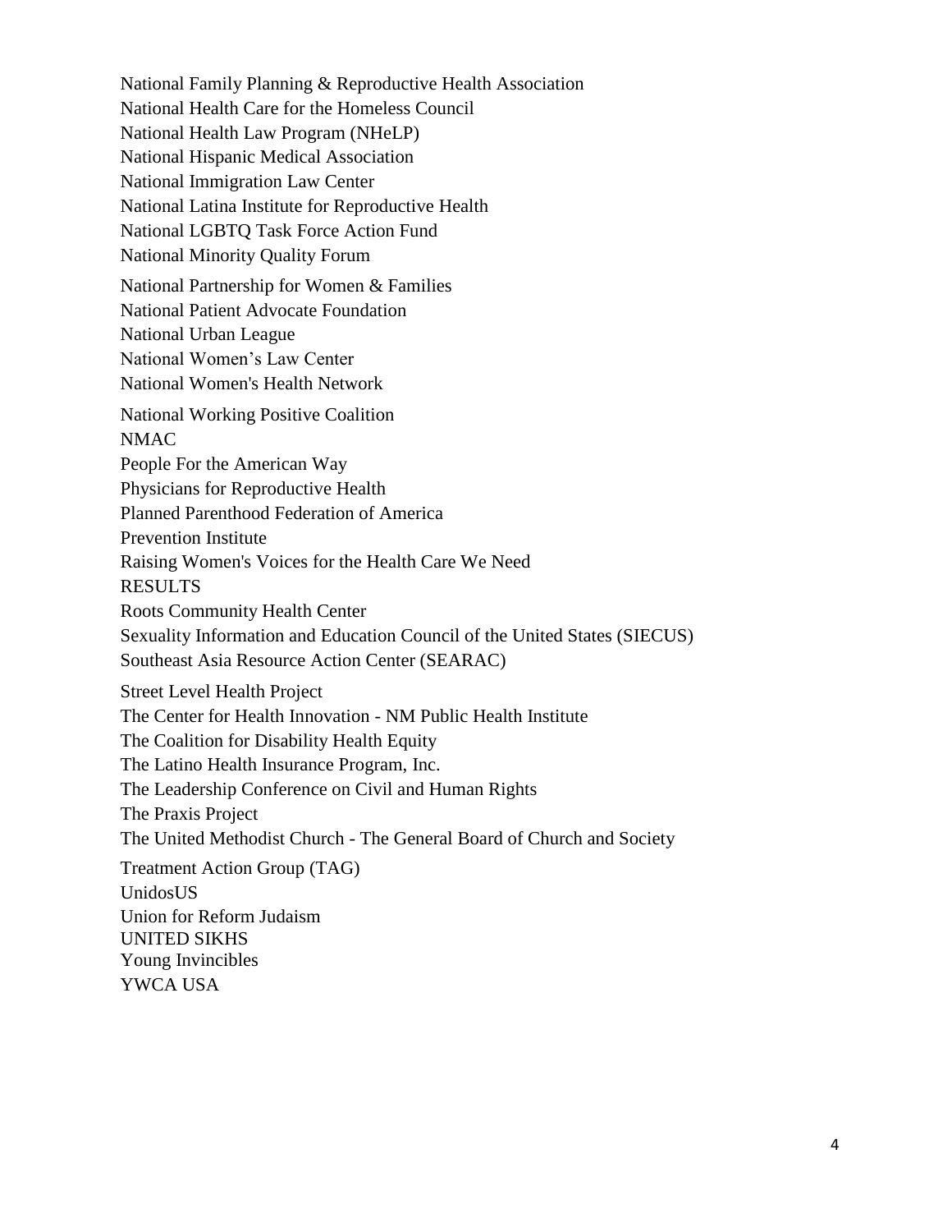National Family Planning & Reproductive Health Association
National Health Care for the Homeless Council
National Health Law Program (NHeLP)
National Hispanic Medical Association
National Immigration Law Center
National Latina Institute for Reproductive Health
National LGBTQ Task Force Action Fund
National Minority Quality Forum
National Partnership for Women & Families
National Patient Advocate Foundation
National Urban League
National Women's Law Center
National Women's Health Network
National Working Positive Coalition
NMAC
People For the American Way
Physicians for Reproductive Health
Planned Parenthood Federation of America
Prevention Institute
Raising Women's Voices for the Health Care We Need
RESULTS
Roots Community Health Center
Sexuality Information and Education Council of the United States (SIECUS)
Southeast Asia Resource Action Center (SEARAC)
Street Level Health Project
The Center for Health Innovation - NM Public Health Institute
The Coalition for Disability Health Equity
The Latino Health Insurance Program, Inc.
The Leadership Conference on Civil and Human Rights
The Praxis Project
The United Methodist Church - The General Board of Church and Society
Treatment Action Group (TAG)
UnidosUS
Union for Reform Judaism
UNITED SIKHS
Young Invincibles
YWCA USA